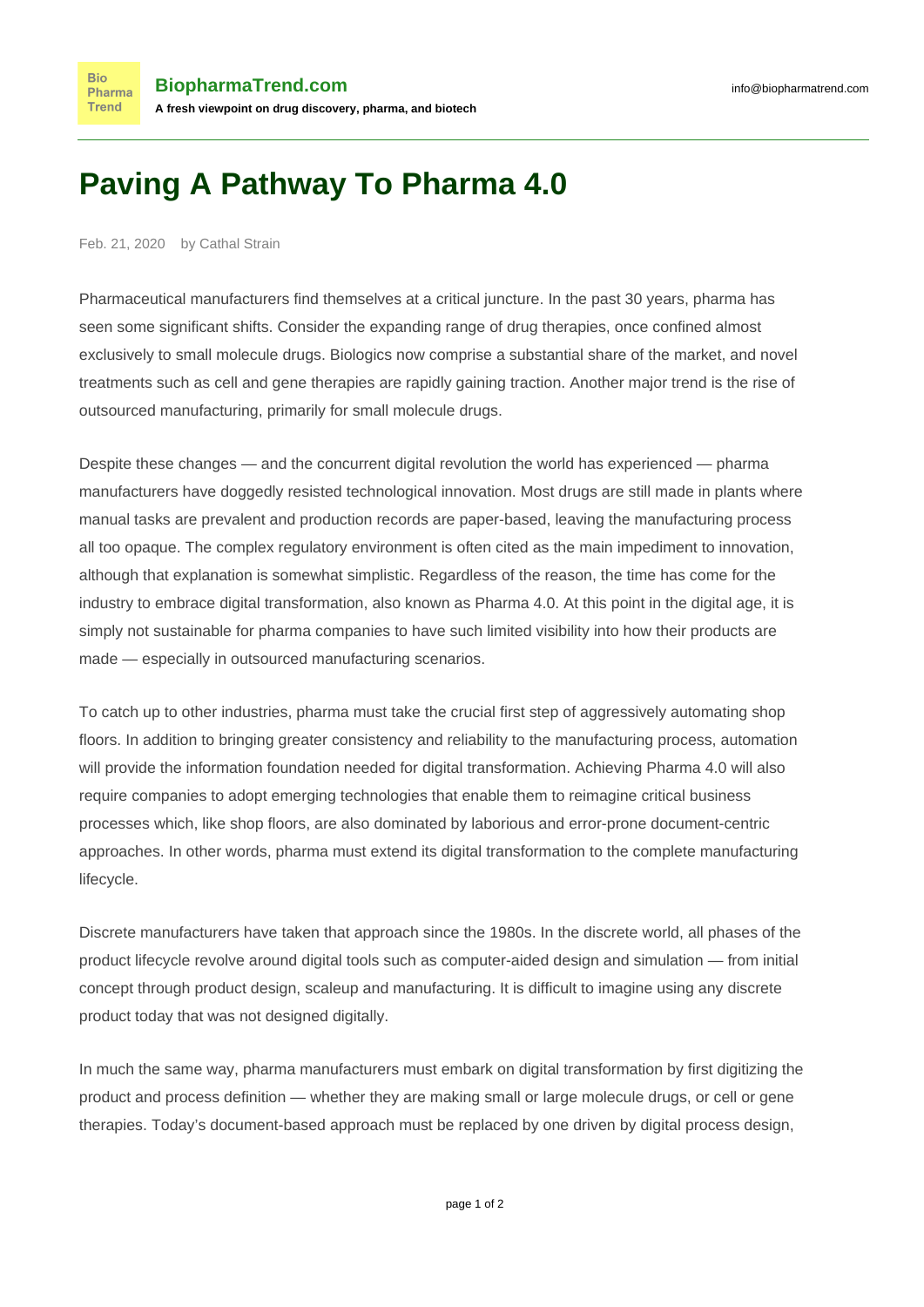# Paving A Pathway To Pharma 4.0

Feb. 21, 2020 by Cathal Strain

Pharmaceutical manufacturers find themselves at a critical juncture. In the past 30 years, pharma has seen some significant shifts. Consider the expanding range of drug therapies, once confined almost exclusively to small molecule drugs. Biologics now comprise a substantial share of the market, and novel treatments such as cell and gene therapies are rapidly gaining traction. Another major trend is the rise of outsourced manufacturing, primarily for small molecule drugs.

Despite these changes — and the concurrent digital revolution the world has experienced — pharma manufacturers have doggedly resisted technological innovation. Most drugs are still made in plants where manual tasks are prevalent and production records are paper-based, leaving the manufacturing process all too opaque. The complex regulatory environment is often cited as the main impediment to innovation, although that explanation is somewhat simplistic. Regardless of the reason, the time has come for the industry to embrace digital transformation, also known as Pharma 4.0. At this point in the digital age, it is simply not sustainable for pharma companies to have such limited visibility into how their products are made — especially in outsourced manufacturing scenarios.

To catch up to other industries, pharma must take the crucial first step of aggressively automating shop floors. In addition to bringing greater consistency and reliability to the manufacturing process, automation will provide the information foundation needed for digital transformation. Achieving Pharma 4.0 will also require companies to adopt emerging technologies that enable them to reimagine critical business processes which, like shop floors, are also dominated by laborious and error-prone document-centric approaches. In other words, pharma must extend its digital transformation to the complete manufacturing lifecycle.

Discrete manufacturers have taken that approach since the 1980s. In the discrete world, all phases of the product lifecycle revolve around digital tools such as computer-aided design and simulation — from initial concept through product design, scaleup and manufacturing. It is difficult to imagine using any discrete product today that was not designed digitally.

In much the same way, pharma manufacturers must embark on digital transformation by first digitizing the product and process definition — whether they are making small or large molecule drugs, or cell or gene therapies. Today's document-based approach must be replaced by one driven by digital process design,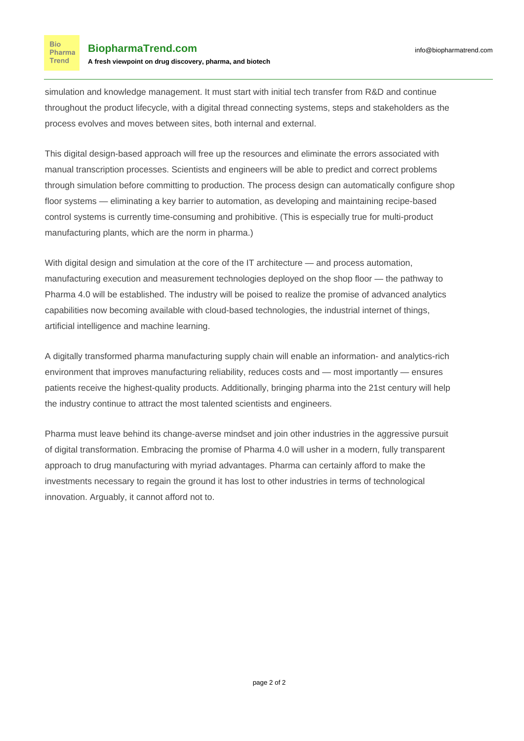simulation and knowledge management. It must start with initial tech transfer from R&D and continue throughout the product lifecycle, with a digital thread connecting systems, steps and stakeholders as the process evolves and moves between sites, both internal and external.

This digital design-based approach will free up the resources and eliminate the errors associated with manual transcription processes. Scientists and engineers will be able to predict and correct problems through simulation before committing to production. The process design can automatically configure shop floor systems — eliminating a key barrier to automation, as developing and maintaining recipe-based control systems is currently time-consuming and prohibitive. (This is especially true for multi-product manufacturing plants, which are the norm in pharma.)

With digital design and simulation at the core of the IT architecture — and process automation, manufacturing execution and measurement technologies deployed on the shop floor — the pathway to Pharma 4.0 will be established. The industry will be poised to realize the promise of advanced analytics capabilities now becoming available with cloud-based technologies, the industrial internet of things, artificial intelligence and machine learning.

A digitally transformed pharma manufacturing supply chain will enable an information- and analytics-rich environment that improves manufacturing reliability, reduces costs and — most importantly — ensures patients receive the highest-quality products. Additionally, bringing pharma into the 21st century will help the industry continue to attract the most talented scientists and engineers.

Pharma must leave behind its change-averse mindset and join other industries in the aggressive pursuit of digital transformation. Embracing the promise of Pharma 4.0 will usher in a modern, fully transparent approach to drug manufacturing with myriad advantages. Pharma can certainly afford to make the investments necessary to regain the ground it has lost to other industries in terms of technological innovation. Arguably, it cannot afford not to.